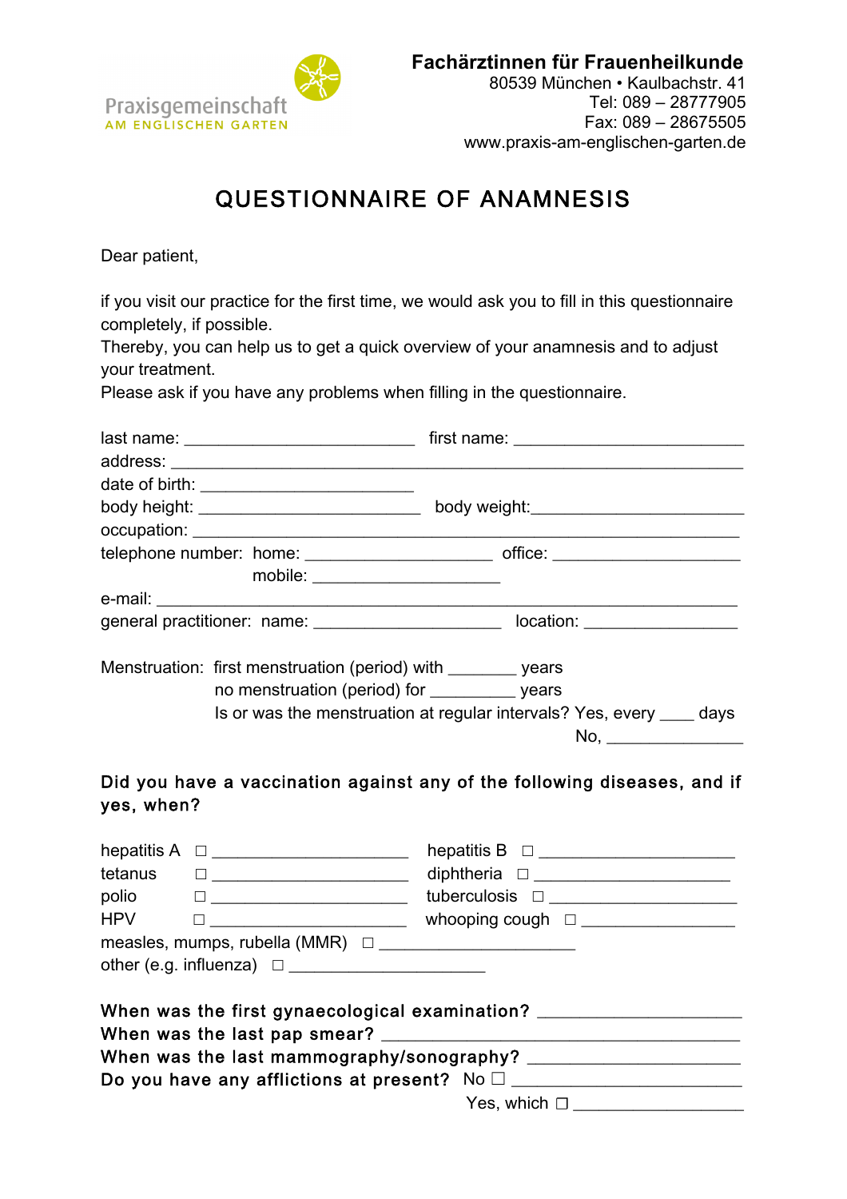Praxisgemeinschaft
AM ENGLISCHEN GARTEN

**Fachärztinnen für Frauenheilkunde**
80539 München • Kaulbachstr. 41
Tel: 089 – 28777905
Fax: 089 – 28675505
www.praxis-am-englischen-garten.de

# QUESTIONNAIRE OF ANAMNESIS

Dear patient,

if you visit our practice for the first time, we would ask you to fill in this questionnaire completely, if possible.
Thereby, you can help us to get a quick overview of your anamnesis and to adjust your treatment.
Please ask if you have any problems when filling in the questionnaire.

last name: _________________________ first name: _________________________
address: _____________________________________________________________
date of birth: _______________________
body height: ________________________ body weight:________________________
occupation: ___________________________________________________________
telephone number: home: ____________________ office: ____________________
mobile: ____________________
e-mail: _______________________________________________________________
general practitioner: name: ____________________ location: ________________

Menstruation: first menstruation (period) with _______ years
no menstruation (period) for _________ years
Is or was the menstruation at regular intervals? Yes, every ____ days
No, ______________

**Did you have a vaccination against any of the following diseases, and if yes, when?**

hepatitis A ☐ _____________________ hepatitis B ☐ _____________________
tetanus ☐ _____________________ diphtheria ☐ _____________________
polio ☐ _____________________ tuberculosis ☐ _____________________
HPV ☐ _____________________ whooping cough ☐ ________________
measles, mumps, rubella (MMR) ☐ _____________________
other (e.g. influenza) ☐ _____________________

**When was the first gynaecological examination?** ____________________
**When was the last pap smear?** ____________________________________
**When was the last mammography/sonography?** _______________________
**Do you have any afflictions at present?** No ☐ _______________________
Yes, which ☐ ___________________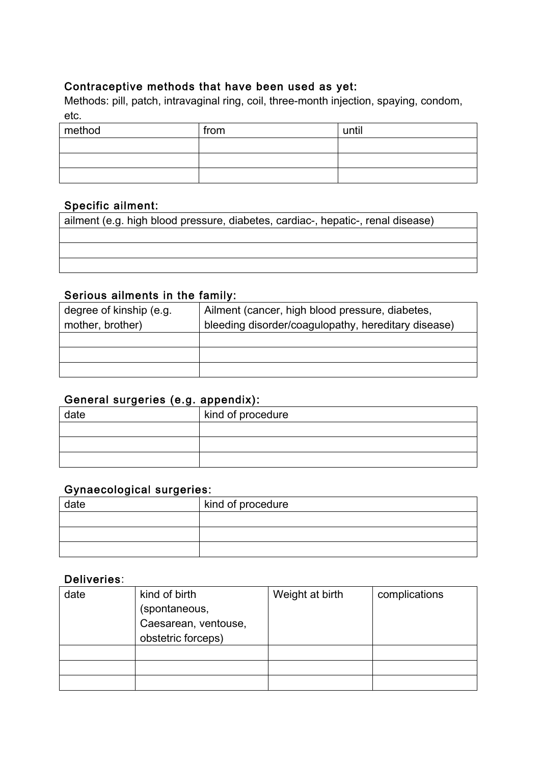## Contraceptive methods that have been used as yet:

Methods: pill, patch, intravaginal ring, coil, three-month injection, spaying, condom, etc.

| method | from | until |
| --- | --- | --- |
| | | |
| | | |
| | | |

## Specific ailment:

| ailment (e.g. high blood pressure, diabetes, cardiac-, hepatic-, renal disease) |
| --- |
| |
| |
| |

## Serious ailments in the family:

| degree of kinship (e.g. mother, brother) | Ailment (cancer, high blood pressure, diabetes, bleeding disorder/coagulopathy, hereditary disease) |
| --- | --- |
| | |
| | |
| | |

## General surgeries (e.g. appendix):

| date | kind of procedure |
| --- | --- |
| | |
| | |
| | |

## Gynaecological surgeries:

| date | kind of procedure |
| --- | --- |
| | |
| | |
| | |

## Deliveries:

| date | kind of birth (spontaneous, Caesarean, ventouse, obstetric forceps) | Weight at birth | complications |
| --- | --- | --- | --- |
| | | | |
| | | | |
| | | | |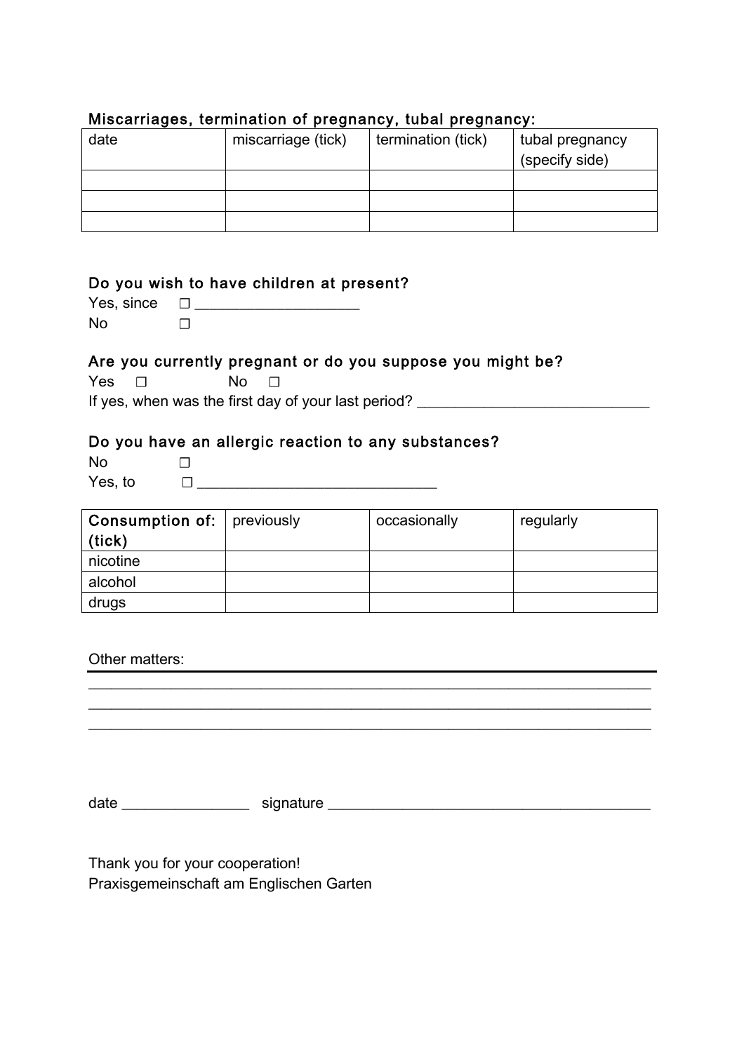**Miscarriages, termination of pregnancy, tubal pregnancy:**

| date | miscarriage (tick) | termination (tick) | tubal pregnancy (specify side) |
|---|---|---|---|
| | | | |
| | | | |
| | | | |

**Do you wish to have children at present?**

Yes, since ☐ ____________________

No ☐

**Are you currently pregnant or do you suppose you might be?**

Yes ☐ No ☐

If yes, when was the first day of your last period? _____________________________

**Do you have an allergic reaction to any substances?**

No ☐

Yes, to ☐ _____________________________

| **Consumption of: (tick)** | previously | occasionally | regularly |
|---|---|---|---|
| nicotine | | | |
| alcohol | | | |
| drugs | | | |

Other matters:

_______________________________________________________________________

_______________________________________________________________________

_______________________________________________________________________

date ________________ signature ________________________________________

Thank you for your cooperation!

Praxisgemeinschaft am Englischen Garten